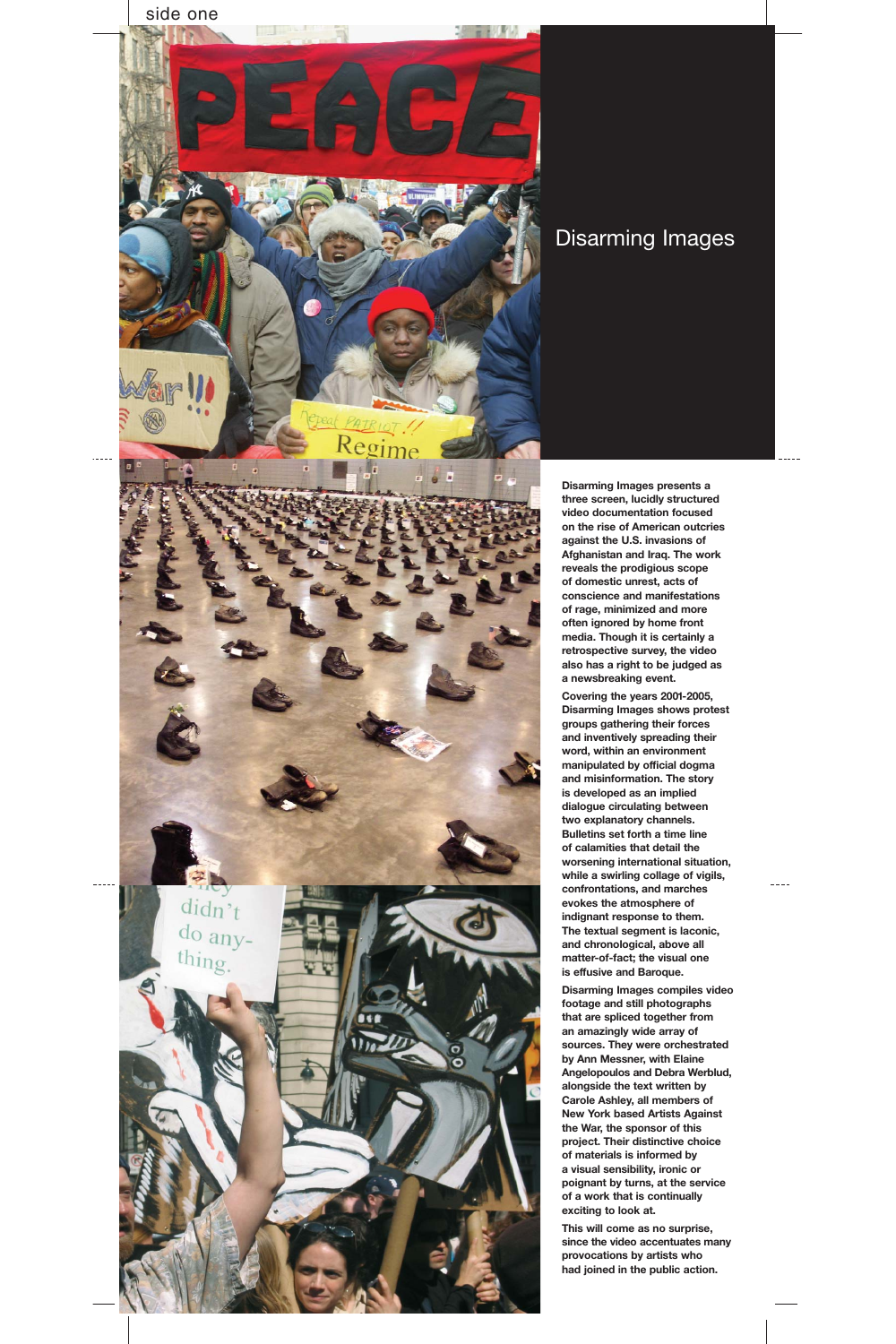# Disarming Images

**Disarming Images presents a three screen, lucidly structured video documentation focused on the rise of American outcries against the U.S. invasions of Afghanistan and Iraq. The work reveals the prodigious scope of domestic unrest, acts of conscience and manifestations of rage, minimized and more often ignored by home front media. Though it is certainly a retrospective survey, the video also has a right to be judged as a newsbreaking event.**

**Covering the years 2001-2005, Disarming Images shows protest groups gathering their forces and inventively spreading their word, within an environment manipulated by official dogma and misinformation. The story is developed as an implied dialogue circulating between two explanatory channels. Bulletins set forth a time line of calamities that detail the worsening international situation, while a swirling collage of vigils, confrontations, and marches evokes the atmosphere of indignant response to them. The textual segment is laconic, and chronological, above all matter-of-fact; the visual one is effusive and Baroque.**

**Disarming Images compiles video footage and still photographs that are spliced together from an amazingly wide array of sources. They were orchestrated by Ann Messner, with Elaine Angelopoulos and Debra Werblud, alongside the text written by Carole Ashley, all members of New York based Artists Against the War, the sponsor of this project. Their distinctive choice of materials is informed by a visual sensibility, ironic or poignant by turns, at the service of a work that is continually exciting to look at.**

**This will come as no surprise, since the video accentuates many provocations by artists who had joined in the public action.**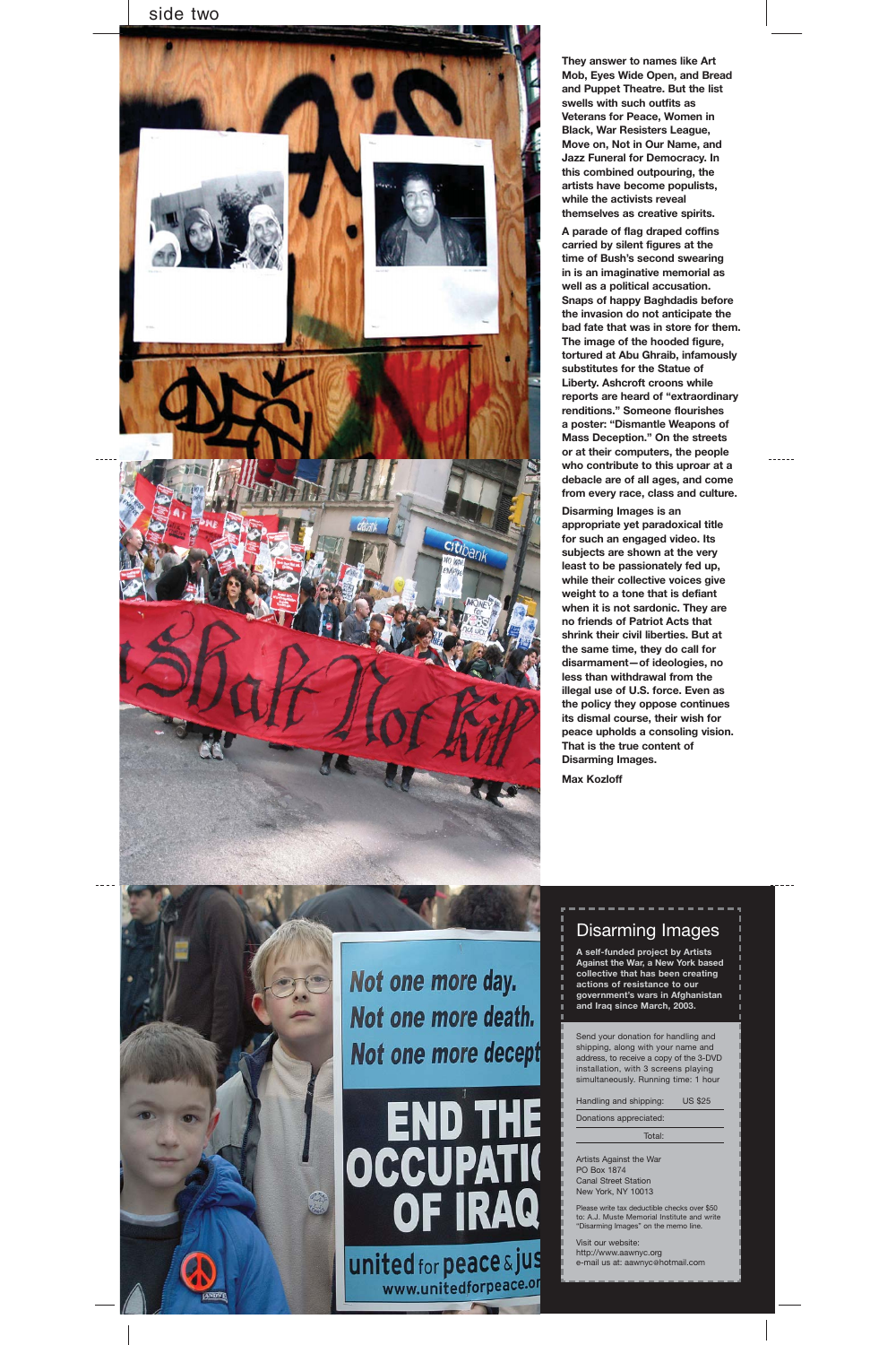They answer to names like Art Mob, Eyes Wide Open, and Bread and Puppet Theatre. But the list swells with such outfits as Veterans for Peace, Women in Black, War Resisters League, Move on, Not in Our Name, and Jazz Funeral for Democracy. In this combined outpouring, the artists have become populists, while the activists reveal themselves as creative spirits.

A parade of flag draped coffins carried by silent figures at the time of Bush's second swearing in is an imaginative memorial as well as a political accusation. Snaps of happy Baghdadis before the invasion do not anticipate the bad fate that was in store for them. The image of the hooded figure, tortured at Abu Ghraib, infamously substitutes for the Statue of Liberty. Ashcroft croons while reports are heard of "extraordinary renditions." Someone flourishes a poster: "Dismantle Weapons of Mass Deception." On the streets or at their computers, the people who contribute to this uproar at a debacle are of all ages, and come from every race, class and culture.

Disarming Images is an appropriate yet paradoxical title for such an engaged video. Its subjects are shown at the very least to be passionately fed up, while their collective voices give weight to a tone that is defiant when it is not sardonic. They are no friends of Patriot Acts that shrink their civil liberties. But at the same time, they do call for disarmament—of ideologies, no less than withdrawal from the illegal use of U.S. force. Even as the policy they oppose continues its dismal course, their wish for peace upholds a consoling vision. That is the true content of Disarming Images.

Max Kozloff

## Disarming Images

**A self-funded project by Artists Against the War, a New York based collective that has been creating actions of resistance to our government's wars in Afghanistan and Iraq since March, 2003.**

Send your donation for handling and shipping, along with your name and address, to receive a copy of the 3-DVD installation, with 3 screens playing simultaneously. Running time: 1 hour

| | |
|---|---|
| Handling and shipping: | US $25 |
| Donations appreciated: | |
| Total: | |

Artists Against the War
PO Box 1874
Canal Street Station
New York, NY 10013

Please write tax deductible checks over $50 to: A.J. Muste Memorial Institute and write "Disarming Images" on the memo line.

Visit our website:
http://www.aawnyc.org
e-mail us at: aawnyc@hotmail.com